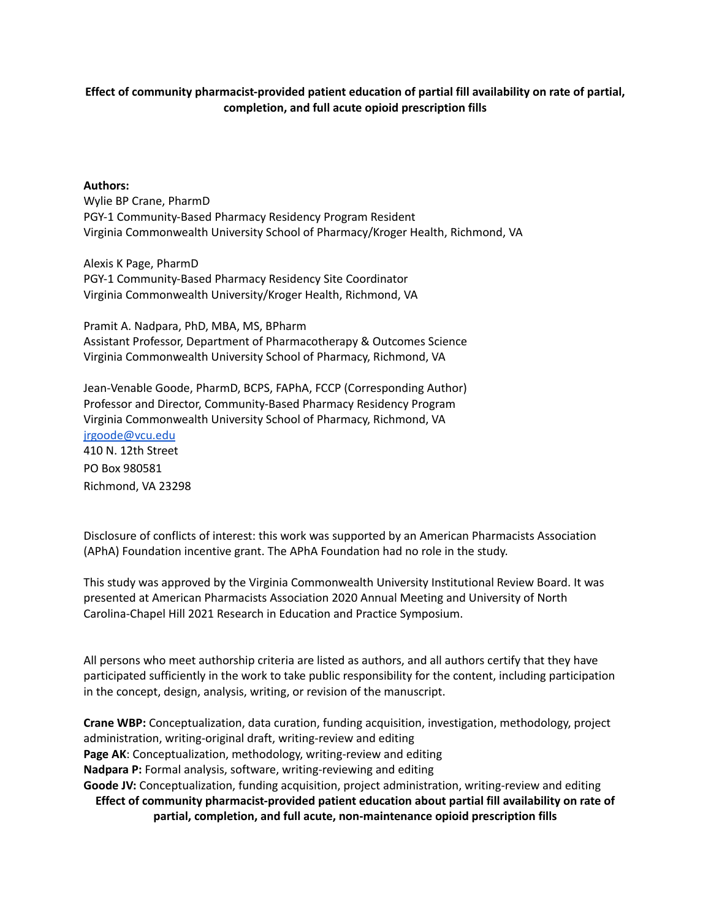**Effect of community pharmacist-provided patient education of partial fill availability on rate of partial, completion, and full acute opioid prescription fills**

**Authors:**

Wylie BP Crane, PharmD
PGY-1 Community-Based Pharmacy Residency Program Resident
Virginia Commonwealth University School of Pharmacy/Kroger Health, Richmond, VA

Alexis K Page, PharmD
PGY-1 Community-Based Pharmacy Residency Site Coordinator
Virginia Commonwealth University/Kroger Health, Richmond, VA

Pramit A. Nadpara, PhD, MBA, MS, BPharm
Assistant Professor, Department of Pharmacotherapy & Outcomes Science
Virginia Commonwealth University School of Pharmacy, Richmond, VA

Jean-Venable Goode, PharmD, BCPS, FAPhA, FCCP (Corresponding Author)
Professor and Director, Community-Based Pharmacy Residency Program
Virginia Commonwealth University School of Pharmacy, Richmond, VA
jrgoode@vcu.edu
410 N. 12th Street
PO Box 980581
Richmond, VA 23298

Disclosure of conflicts of interest: this work was supported by an American Pharmacists Association (APhA) Foundation incentive grant. The APhA Foundation had no role in the study.

This study was approved by the Virginia Commonwealth University Institutional Review Board. It was presented at American Pharmacists Association 2020 Annual Meeting and University of North Carolina-Chapel Hill 2021 Research in Education and Practice Symposium.

All persons who meet authorship criteria are listed as authors, and all authors certify that they have participated sufficiently in the work to take public responsibility for the content, including participation in the concept, design, analysis, writing, or revision of the manuscript.

**Crane WBP:** Conceptualization, data curation, funding acquisition, investigation, methodology, project administration, writing-original draft, writing-review and editing
**Page AK**: Conceptualization, methodology, writing-review and editing
**Nadpara P:** Formal analysis, software, writing-reviewing and editing
**Goode JV:** Conceptualization, funding acquisition, project administration, writing-review and editing

**Effect of community pharmacist-provided patient education about partial fill availability on rate of partial, completion, and full acute, non-maintenance opioid prescription fills**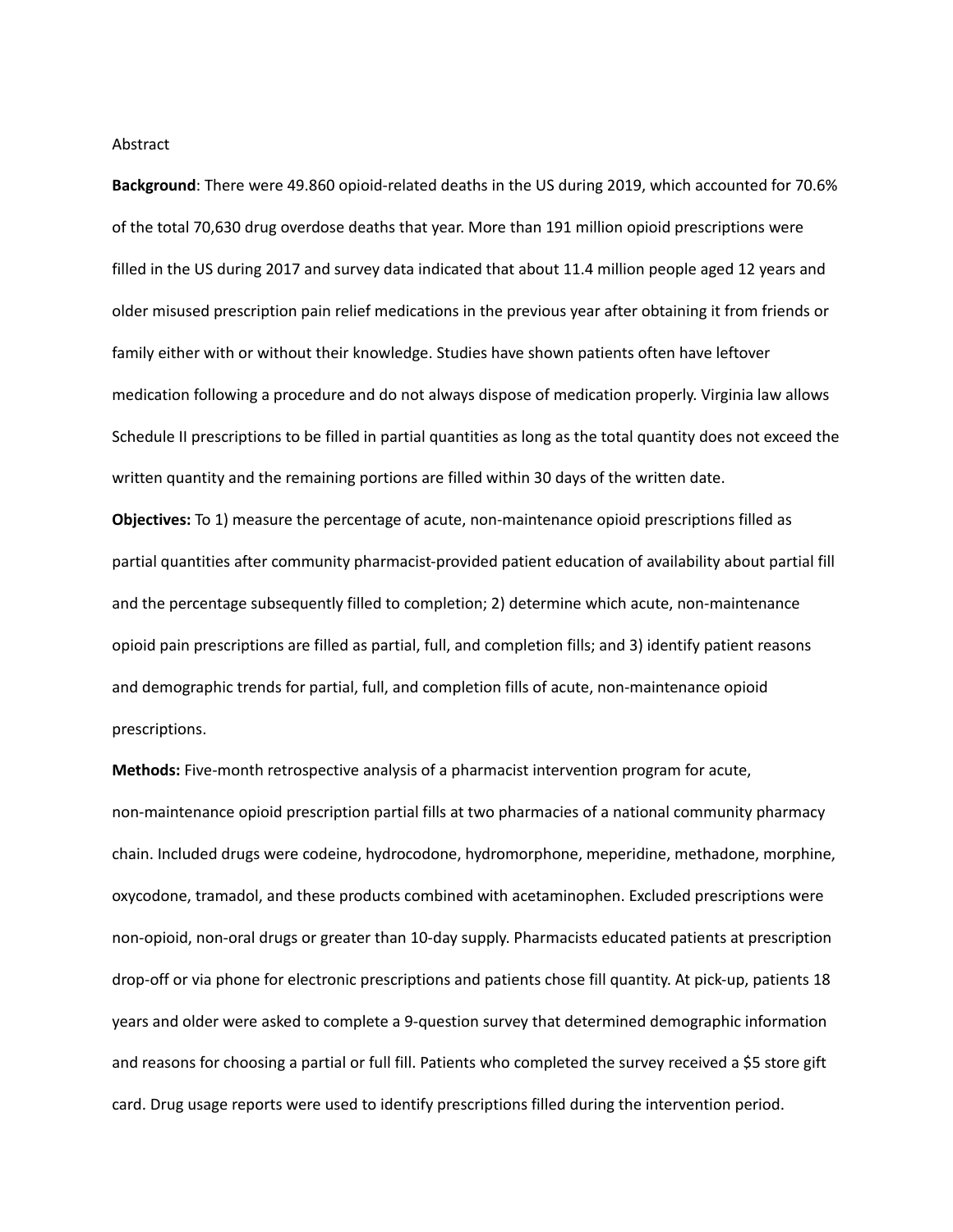Abstract

**Background**: There were 49.860 opioid-related deaths in the US during 2019, which accounted for 70.6% of the total 70,630 drug overdose deaths that year. More than 191 million opioid prescriptions were filled in the US during 2017 and survey data indicated that about 11.4 million people aged 12 years and older misused prescription pain relief medications in the previous year after obtaining it from friends or family either with or without their knowledge. Studies have shown patients often have leftover medication following a procedure and do not always dispose of medication properly. Virginia law allows Schedule II prescriptions to be filled in partial quantities as long as the total quantity does not exceed the written quantity and the remaining portions are filled within 30 days of the written date.

**Objectives:** To 1) measure the percentage of acute, non-maintenance opioid prescriptions filled as partial quantities after community pharmacist-provided patient education of availability about partial fill and the percentage subsequently filled to completion; 2) determine which acute, non-maintenance opioid pain prescriptions are filled as partial, full, and completion fills; and 3) identify patient reasons and demographic trends for partial, full, and completion fills of acute, non-maintenance opioid prescriptions.

**Methods:** Five-month retrospective analysis of a pharmacist intervention program for acute, non-maintenance opioid prescription partial fills at two pharmacies of a national community pharmacy chain. Included drugs were codeine, hydrocodone, hydromorphone, meperidine, methadone, morphine, oxycodone, tramadol, and these products combined with acetaminophen. Excluded prescriptions were non-opioid, non-oral drugs or greater than 10-day supply. Pharmacists educated patients at prescription drop-off or via phone for electronic prescriptions and patients chose fill quantity. At pick-up, patients 18 years and older were asked to complete a 9-question survey that determined demographic information and reasons for choosing a partial or full fill. Patients who completed the survey received a $5 store gift card. Drug usage reports were used to identify prescriptions filled during the intervention period.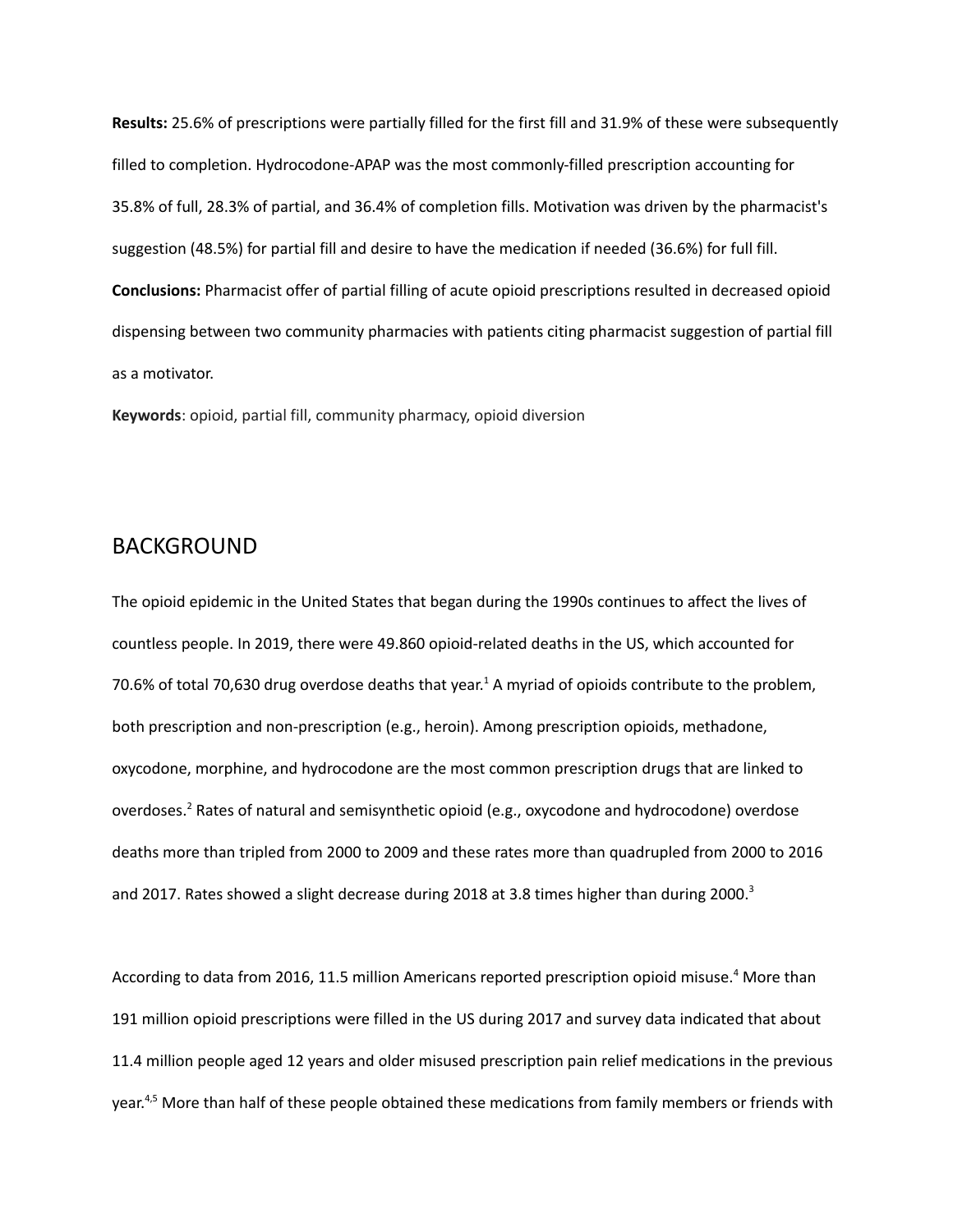**Results:** 25.6% of prescriptions were partially filled for the first fill and 31.9% of these were subsequently filled to completion. Hydrocodone-APAP was the most commonly-filled prescription accounting for 35.8% of full, 28.3% of partial, and 36.4% of completion fills. Motivation was driven by the pharmacist's suggestion (48.5%) for partial fill and desire to have the medication if needed (36.6%) for full fill.

**Conclusions:** Pharmacist offer of partial filling of acute opioid prescriptions resulted in decreased opioid dispensing between two community pharmacies with patients citing pharmacist suggestion of partial fill as a motivator.

**Keywords**: opioid, partial fill, community pharmacy, opioid diversion

## BACKGROUND

The opioid epidemic in the United States that began during the 1990s continues to affect the lives of countless people. In 2019, there were 49.860 opioid-related deaths in the US, which accounted for 70.6% of total 70,630 drug overdose deaths that year.[1] A myriad of opioids contribute to the problem, both prescription and non-prescription (e.g., heroin). Among prescription opioids, methadone, oxycodone, morphine, and hydrocodone are the most common prescription drugs that are linked to overdoses.[2] Rates of natural and semisynthetic opioid (e.g., oxycodone and hydrocodone) overdose deaths more than tripled from 2000 to 2009 and these rates more than quadrupled from 2000 to 2016 and 2017. Rates showed a slight decrease during 2018 at 3.8 times higher than during 2000.[3]

According to data from 2016, 11.5 million Americans reported prescription opioid misuse.[4] More than 191 million opioid prescriptions were filled in the US during 2017 and survey data indicated that about 11.4 million people aged 12 years and older misused prescription pain relief medications in the previous year.[4,5] More than half of these people obtained these medications from family members or friends with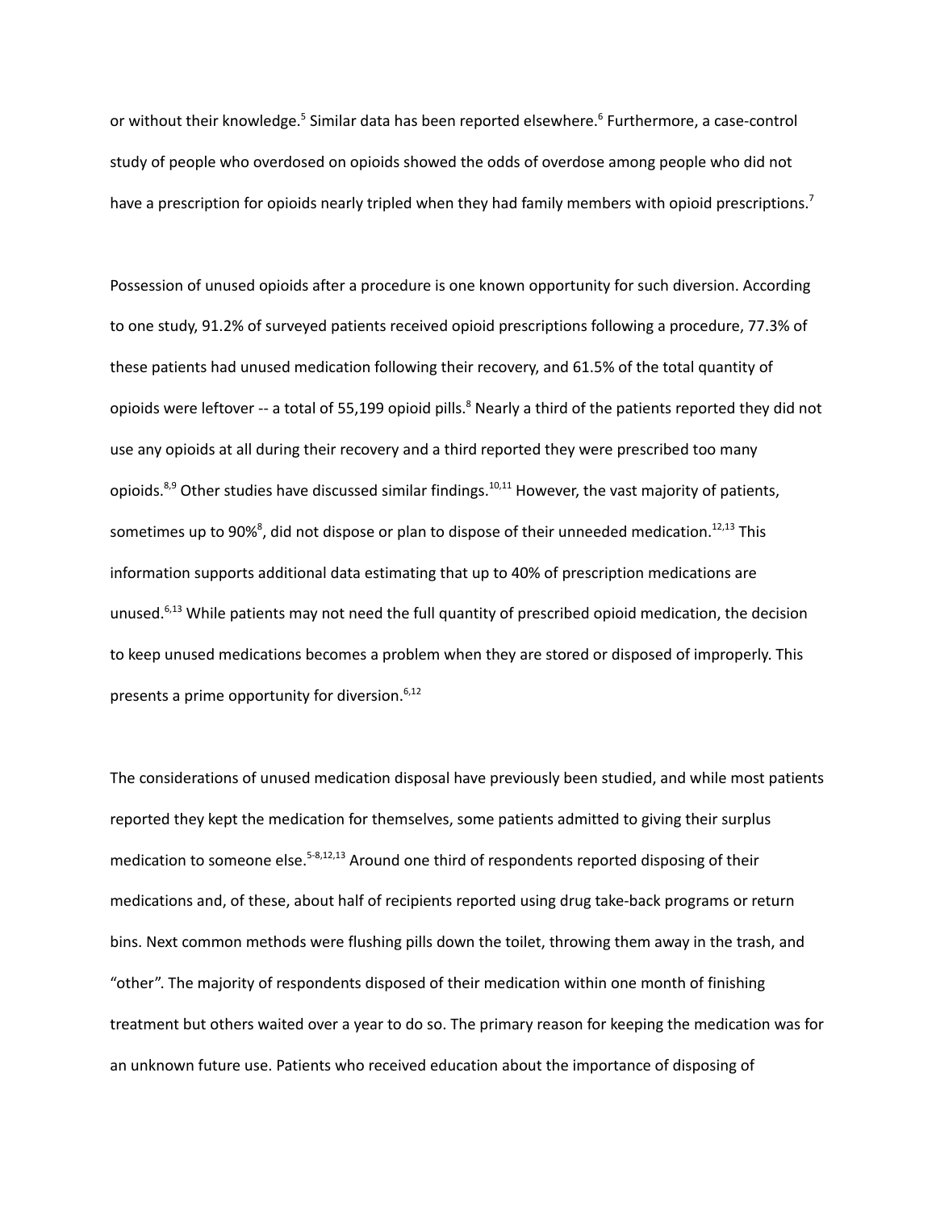or without their knowledge.[5] Similar data has been reported elsewhere.[6] Furthermore, a case-control study of people who overdosed on opioids showed the odds of overdose among people who did not have a prescription for opioids nearly tripled when they had family members with opioid prescriptions.[7]

Possession of unused opioids after a procedure is one known opportunity for such diversion. According to one study, 91.2% of surveyed patients received opioid prescriptions following a procedure, 77.3% of these patients had unused medication following their recovery, and 61.5% of the total quantity of opioids were leftover -- a total of 55,199 opioid pills.[8] Nearly a third of the patients reported they did not use any opioids at all during their recovery and a third reported they were prescribed too many opioids.[8,9] Other studies have discussed similar findings.[10,11] However, the vast majority of patients, sometimes up to 90%[8], did not dispose or plan to dispose of their unneeded medication.[12,13] This information supports additional data estimating that up to 40% of prescription medications are unused.[6,13] While patients may not need the full quantity of prescribed opioid medication, the decision to keep unused medications becomes a problem when they are stored or disposed of improperly. This presents a prime opportunity for diversion.[6,12]

The considerations of unused medication disposal have previously been studied, and while most patients reported they kept the medication for themselves, some patients admitted to giving their surplus medication to someone else.[5-8,12,13] Around one third of respondents reported disposing of their medications and, of these, about half of recipients reported using drug take-back programs or return bins. Next common methods were flushing pills down the toilet, throwing them away in the trash, and "other". The majority of respondents disposed of their medication within one month of finishing treatment but others waited over a year to do so. The primary reason for keeping the medication was for an unknown future use. Patients who received education about the importance of disposing of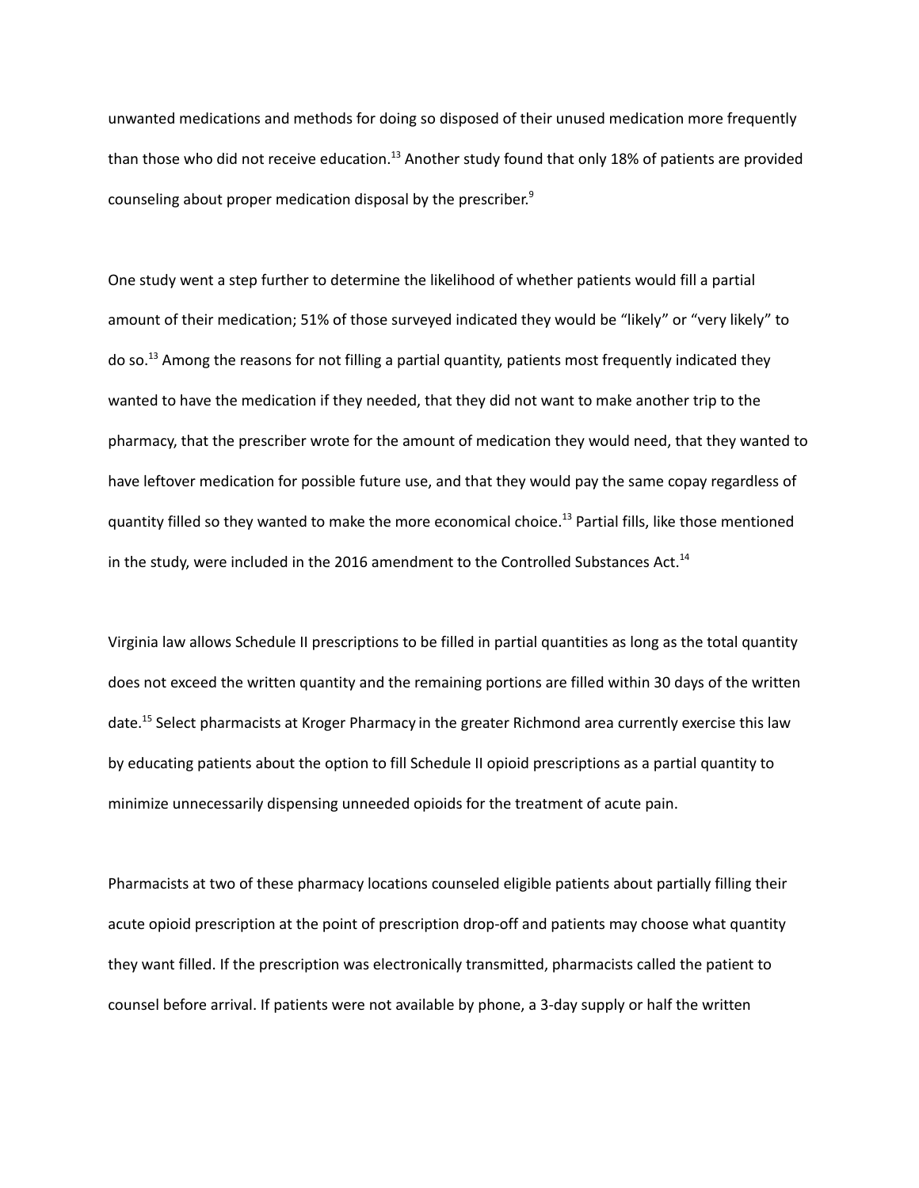unwanted medications and methods for doing so disposed of their unused medication more frequently than those who did not receive education.[13] Another study found that only 18% of patients are provided counseling about proper medication disposal by the prescriber.[9]

One study went a step further to determine the likelihood of whether patients would fill a partial amount of their medication; 51% of those surveyed indicated they would be "likely" or "very likely" to do so.[13] Among the reasons for not filling a partial quantity, patients most frequently indicated they wanted to have the medication if they needed, that they did not want to make another trip to the pharmacy, that the prescriber wrote for the amount of medication they would need, that they wanted to have leftover medication for possible future use, and that they would pay the same copay regardless of quantity filled so they wanted to make the more economical choice.[13] Partial fills, like those mentioned in the study, were included in the 2016 amendment to the Controlled Substances Act.[14]

Virginia law allows Schedule II prescriptions to be filled in partial quantities as long as the total quantity does not exceed the written quantity and the remaining portions are filled within 30 days of the written date.[15] Select pharmacists at Kroger Pharmacy in the greater Richmond area currently exercise this law by educating patients about the option to fill Schedule II opioid prescriptions as a partial quantity to minimize unnecessarily dispensing unneeded opioids for the treatment of acute pain.

Pharmacists at two of these pharmacy locations counseled eligible patients about partially filling their acute opioid prescription at the point of prescription drop-off and patients may choose what quantity they want filled. If the prescription was electronically transmitted, pharmacists called the patient to counsel before arrival. If patients were not available by phone, a 3-day supply or half the written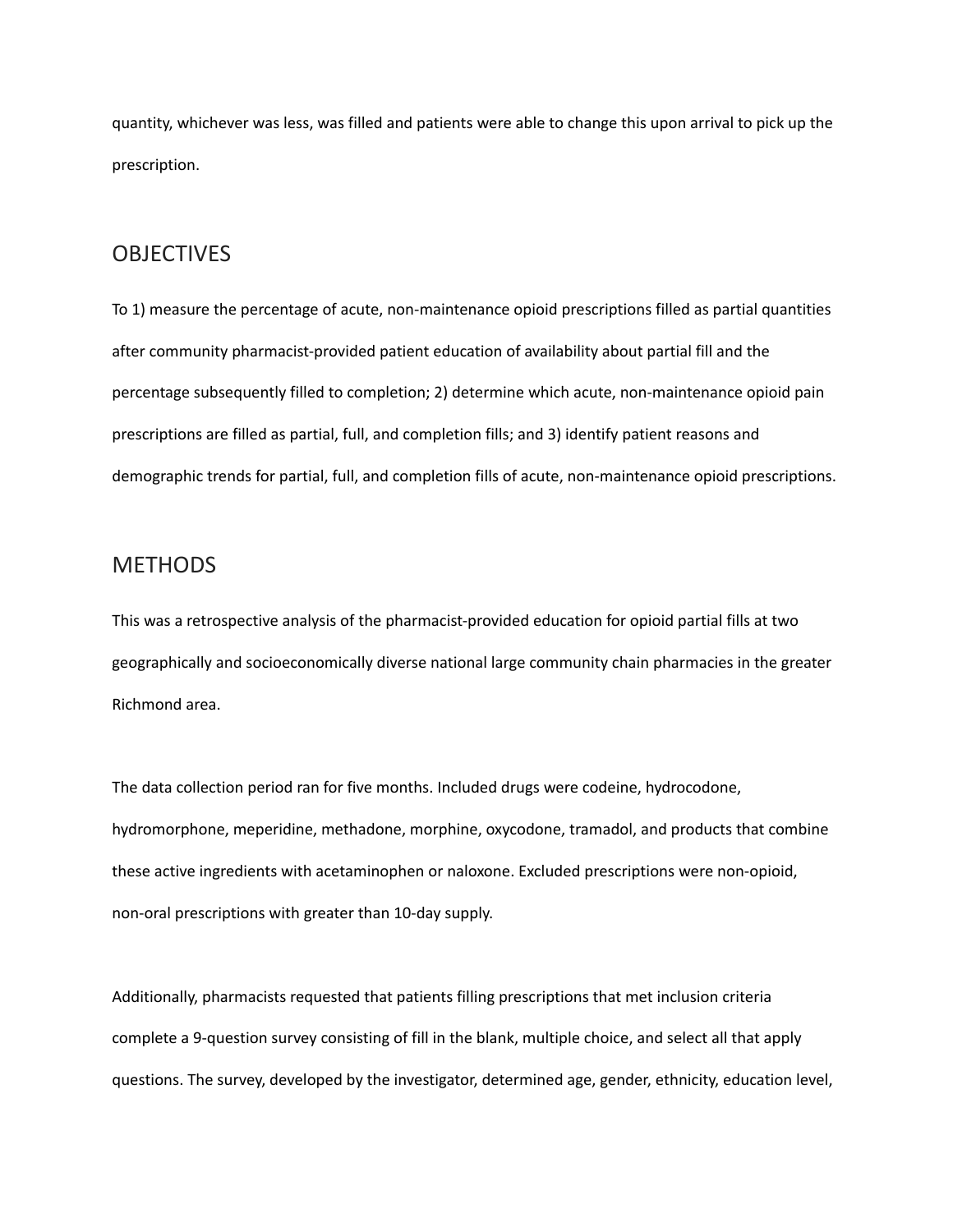quantity, whichever was less, was filled and patients were able to change this upon arrival to pick up the prescription.

## OBJECTIVES

To 1) measure the percentage of acute, non-maintenance opioid prescriptions filled as partial quantities after community pharmacist-provided patient education of availability about partial fill and the percentage subsequently filled to completion; 2) determine which acute, non-maintenance opioid pain prescriptions are filled as partial, full, and completion fills; and 3) identify patient reasons and demographic trends for partial, full, and completion fills of acute, non-maintenance opioid prescriptions.

## METHODS

This was a retrospective analysis of the pharmacist-provided education for opioid partial fills at two geographically and socioeconomically diverse national large community chain pharmacies in the greater Richmond area.

The data collection period ran for five months. Included drugs were codeine, hydrocodone, hydromorphone, meperidine, methadone, morphine, oxycodone, tramadol, and products that combine these active ingredients with acetaminophen or naloxone. Excluded prescriptions were non-opioid, non-oral prescriptions with greater than 10-day supply.

Additionally, pharmacists requested that patients filling prescriptions that met inclusion criteria complete a 9-question survey consisting of fill in the blank, multiple choice, and select all that apply questions. The survey, developed by the investigator, determined age, gender, ethnicity, education level,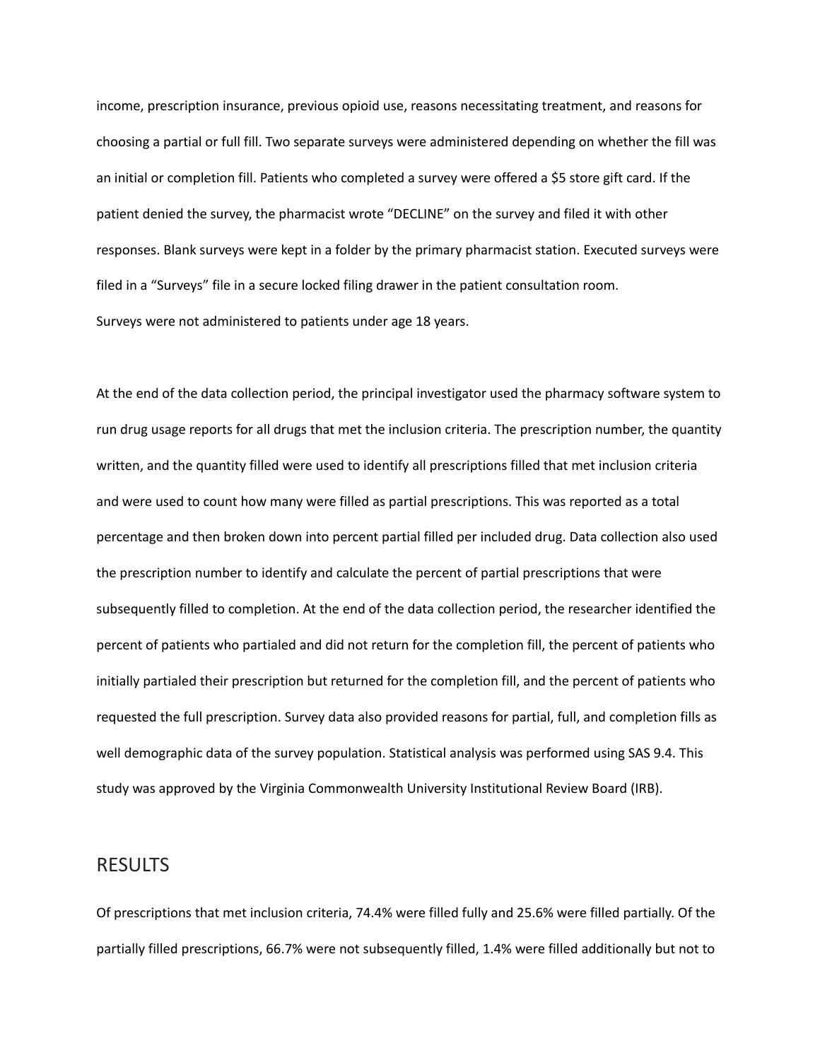income, prescription insurance, previous opioid use, reasons necessitating treatment, and reasons for choosing a partial or full fill. Two separate surveys were administered depending on whether the fill was an initial or completion fill. Patients who completed a survey were offered a $5 store gift card. If the patient denied the survey, the pharmacist wrote "DECLINE" on the survey and filed it with other responses. Blank surveys were kept in a folder by the primary pharmacist station. Executed surveys were filed in a "Surveys" file in a secure locked filing drawer in the patient consultation room. Surveys were not administered to patients under age 18 years.

At the end of the data collection period, the principal investigator used the pharmacy software system to run drug usage reports for all drugs that met the inclusion criteria. The prescription number, the quantity written, and the quantity filled were used to identify all prescriptions filled that met inclusion criteria and were used to count how many were filled as partial prescriptions. This was reported as a total percentage and then broken down into percent partial filled per included drug. Data collection also used the prescription number to identify and calculate the percent of partial prescriptions that were subsequently filled to completion. At the end of the data collection period, the researcher identified the percent of patients who partialed and did not return for the completion fill, the percent of patients who initially partialed their prescription but returned for the completion fill, and the percent of patients who requested the full prescription. Survey data also provided reasons for partial, full, and completion fills as well demographic data of the survey population. Statistical analysis was performed using SAS 9.4. This study was approved by the Virginia Commonwealth University Institutional Review Board (IRB).

## RESULTS

Of prescriptions that met inclusion criteria, 74.4% were filled fully and 25.6% were filled partially. Of the partially filled prescriptions, 66.7% were not subsequently filled, 1.4% were filled additionally but not to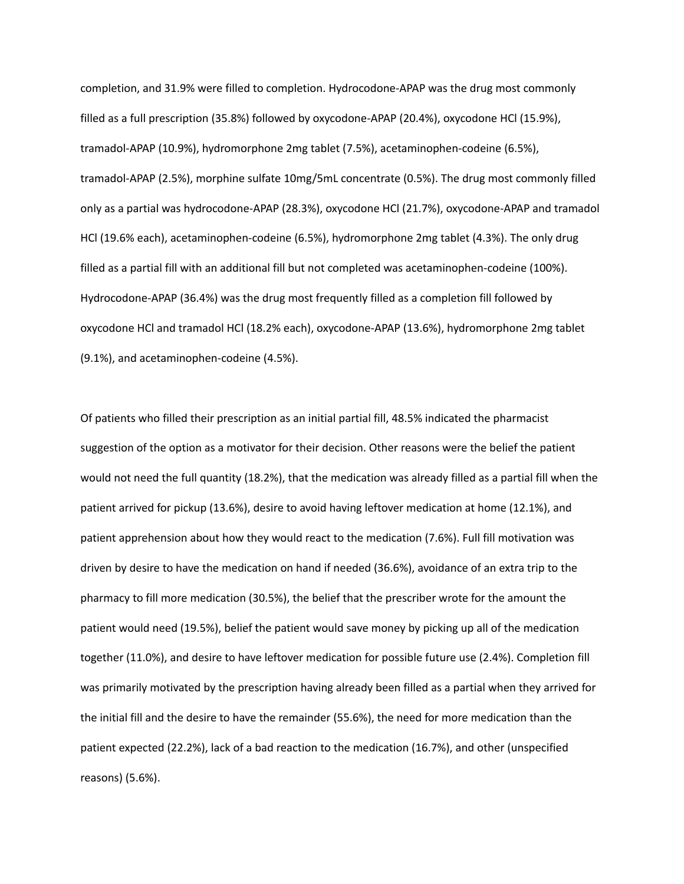completion, and 31.9% were filled to completion. Hydrocodone-APAP was the drug most commonly filled as a full prescription (35.8%) followed by oxycodone-APAP (20.4%), oxycodone HCl (15.9%), tramadol-APAP (10.9%), hydromorphone 2mg tablet (7.5%), acetaminophen-codeine (6.5%), tramadol-APAP (2.5%), morphine sulfate 10mg/5mL concentrate (0.5%). The drug most commonly filled only as a partial was hydrocodone-APAP (28.3%), oxycodone HCl (21.7%), oxycodone-APAP and tramadol HCl (19.6% each), acetaminophen-codeine (6.5%), hydromorphone 2mg tablet (4.3%). The only drug filled as a partial fill with an additional fill but not completed was acetaminophen-codeine (100%). Hydrocodone-APAP (36.4%) was the drug most frequently filled as a completion fill followed by oxycodone HCl and tramadol HCl (18.2% each), oxycodone-APAP (13.6%), hydromorphone 2mg tablet (9.1%), and acetaminophen-codeine (4.5%).

Of patients who filled their prescription as an initial partial fill, 48.5% indicated the pharmacist suggestion of the option as a motivator for their decision. Other reasons were the belief the patient would not need the full quantity (18.2%), that the medication was already filled as a partial fill when the patient arrived for pickup (13.6%), desire to avoid having leftover medication at home (12.1%), and patient apprehension about how they would react to the medication (7.6%). Full fill motivation was driven by desire to have the medication on hand if needed (36.6%), avoidance of an extra trip to the pharmacy to fill more medication (30.5%), the belief that the prescriber wrote for the amount the patient would need (19.5%), belief the patient would save money by picking up all of the medication together (11.0%), and desire to have leftover medication for possible future use (2.4%). Completion fill was primarily motivated by the prescription having already been filled as a partial when they arrived for the initial fill and the desire to have the remainder (55.6%), the need for more medication than the patient expected (22.2%), lack of a bad reaction to the medication (16.7%), and other (unspecified reasons) (5.6%).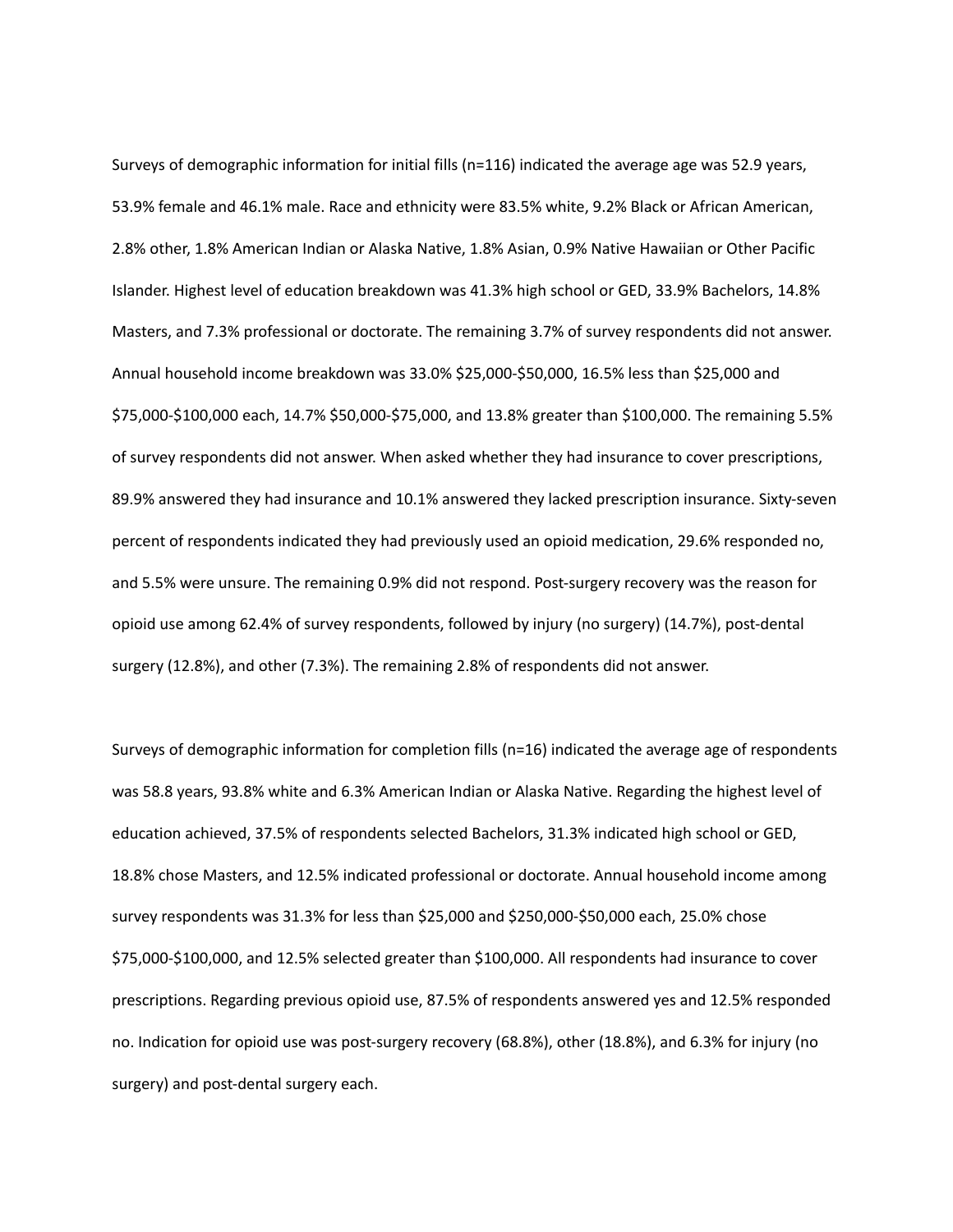Surveys of demographic information for initial fills (n=116) indicated the average age was 52.9 years, 53.9% female and 46.1% male. Race and ethnicity were 83.5% white, 9.2% Black or African American, 2.8% other, 1.8% American Indian or Alaska Native, 1.8% Asian, 0.9% Native Hawaiian or Other Pacific Islander. Highest level of education breakdown was 41.3% high school or GED, 33.9% Bachelors, 14.8% Masters, and 7.3% professional or doctorate. The remaining 3.7% of survey respondents did not answer. Annual household income breakdown was 33.0% $25,000-$50,000, 16.5% less than $25,000 and $75,000-$100,000 each, 14.7% $50,000-$75,000, and 13.8% greater than $100,000. The remaining 5.5% of survey respondents did not answer. When asked whether they had insurance to cover prescriptions, 89.9% answered they had insurance and 10.1% answered they lacked prescription insurance. Sixty-seven percent of respondents indicated they had previously used an opioid medication, 29.6% responded no, and 5.5% were unsure. The remaining 0.9% did not respond. Post-surgery recovery was the reason for opioid use among 62.4% of survey respondents, followed by injury (no surgery) (14.7%), post-dental surgery (12.8%), and other (7.3%). The remaining 2.8% of respondents did not answer.

Surveys of demographic information for completion fills (n=16) indicated the average age of respondents was 58.8 years, 93.8% white and 6.3% American Indian or Alaska Native. Regarding the highest level of education achieved, 37.5% of respondents selected Bachelors, 31.3% indicated high school or GED, 18.8% chose Masters, and 12.5% indicated professional or doctorate. Annual household income among survey respondents was 31.3% for less than $25,000 and $250,000-$50,000 each, 25.0% chose $75,000-$100,000, and 12.5% selected greater than $100,000. All respondents had insurance to cover prescriptions. Regarding previous opioid use, 87.5% of respondents answered yes and 12.5% responded no. Indication for opioid use was post-surgery recovery (68.8%), other (18.8%), and 6.3% for injury (no surgery) and post-dental surgery each.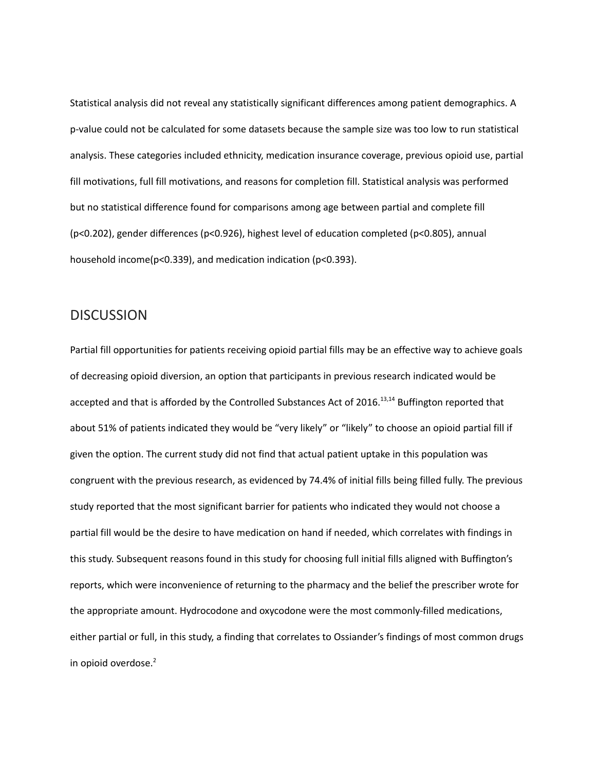Statistical analysis did not reveal any statistically significant differences among patient demographics. A p-value could not be calculated for some datasets because the sample size was too low to run statistical analysis. These categories included ethnicity, medication insurance coverage, previous opioid use, partial fill motivations, full fill motivations, and reasons for completion fill. Statistical analysis was performed but no statistical difference found for comparisons among age between partial and complete fill ($p<0.202$), gender differences ($p<0.926$), highest level of education completed ($p<0.805$), annual household income($p<0.339$), and medication indication ($p<0.393$).

## DISCUSSION

Partial fill opportunities for patients receiving opioid partial fills may be an effective way to achieve goals of decreasing opioid diversion, an option that participants in previous research indicated would be accepted and that is afforded by the Controlled Substances Act of 2016.[13,14] Buffington reported that about 51% of patients indicated they would be "very likely" or "likely" to choose an opioid partial fill if given the option. The current study did not find that actual patient uptake in this population was congruent with the previous research, as evidenced by 74.4% of initial fills being filled fully. The previous study reported that the most significant barrier for patients who indicated they would not choose a partial fill would be the desire to have medication on hand if needed, which correlates with findings in this study. Subsequent reasons found in this study for choosing full initial fills aligned with Buffington's reports, which were inconvenience of returning to the pharmacy and the belief the prescriber wrote for the appropriate amount. Hydrocodone and oxycodone were the most commonly-filled medications, either partial or full, in this study, a finding that correlates to Ossiander's findings of most common drugs in opioid overdose.[2]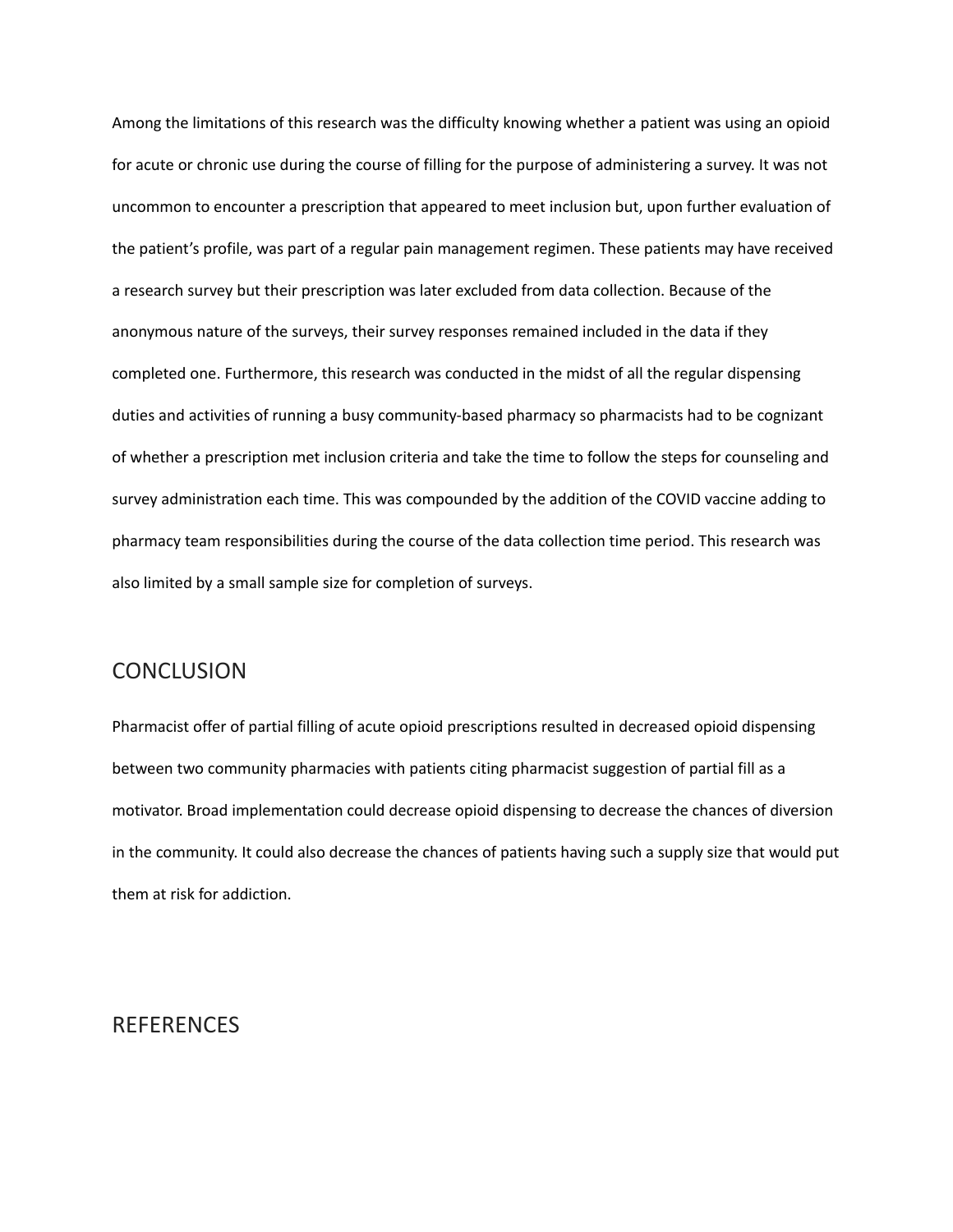Among the limitations of this research was the difficulty knowing whether a patient was using an opioid for acute or chronic use during the course of filling for the purpose of administering a survey. It was not uncommon to encounter a prescription that appeared to meet inclusion but, upon further evaluation of the patient's profile, was part of a regular pain management regimen. These patients may have received a research survey but their prescription was later excluded from data collection. Because of the anonymous nature of the surveys, their survey responses remained included in the data if they completed one. Furthermore, this research was conducted in the midst of all the regular dispensing duties and activities of running a busy community-based pharmacy so pharmacists had to be cognizant of whether a prescription met inclusion criteria and take the time to follow the steps for counseling and survey administration each time. This was compounded by the addition of the COVID vaccine adding to pharmacy team responsibilities during the course of the data collection time period. This research was also limited by a small sample size for completion of surveys.

## CONCLUSION

Pharmacist offer of partial filling of acute opioid prescriptions resulted in decreased opioid dispensing between two community pharmacies with patients citing pharmacist suggestion of partial fill as a motivator. Broad implementation could decrease opioid dispensing to decrease the chances of diversion in the community. It could also decrease the chances of patients having such a supply size that would put them at risk for addiction.

## REFERENCES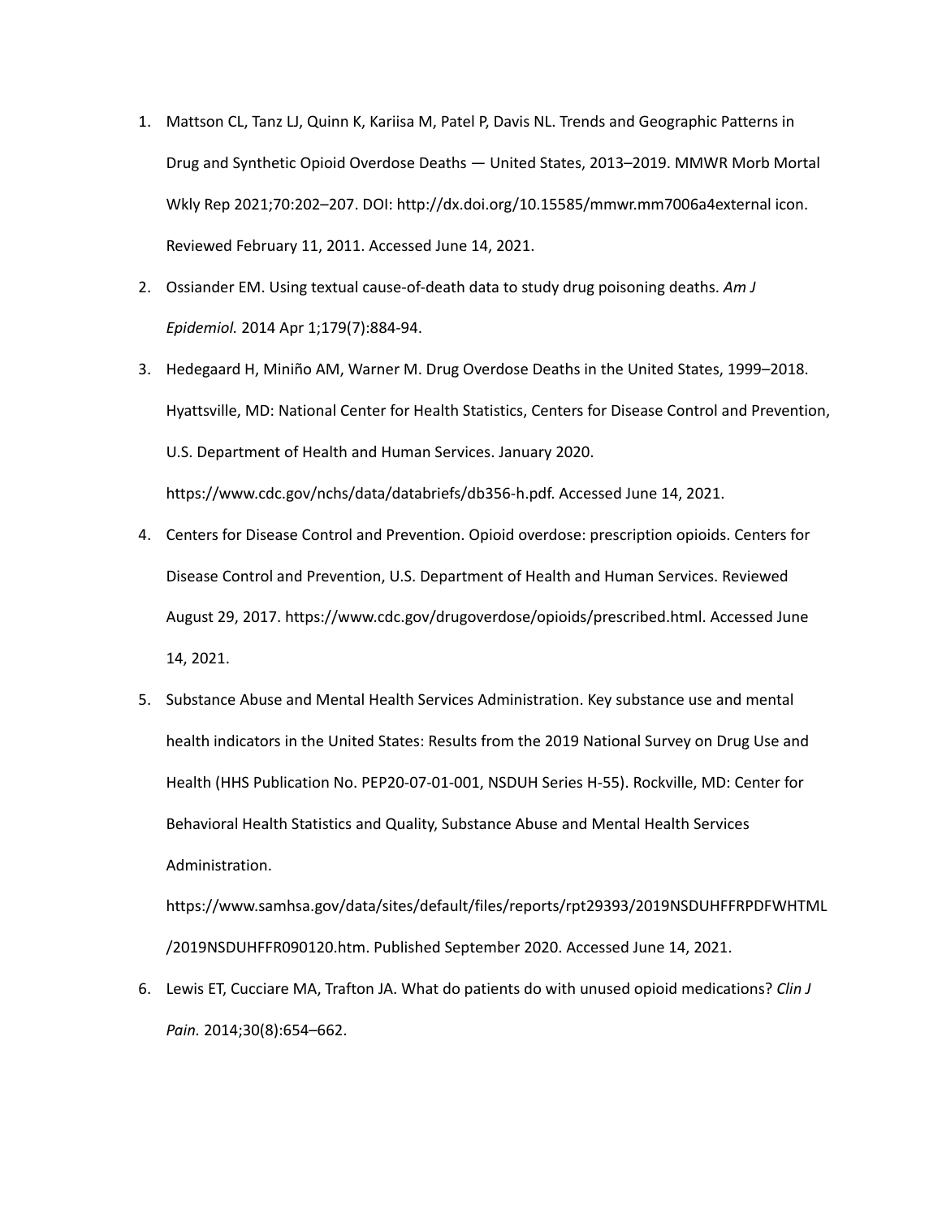1. Mattson CL, Tanz LJ, Quinn K, Kariisa M, Patel P, Davis NL. Trends and Geographic Patterns in Drug and Synthetic Opioid Overdose Deaths — United States, 2013–2019. MMWR Morb Mortal Wkly Rep 2021;70:202–207. DOI: http://dx.doi.org/10.15585/mmwr.mm7006a4external icon. Reviewed February 11, 2011. Accessed June 14, 2021.
2. Ossiander EM. Using textual cause-of-death data to study drug poisoning deaths. *Am J Epidemiol.* 2014 Apr 1;179(7):884-94.
3. Hedegaard H, Miniño AM, Warner M. Drug Overdose Deaths in the United States, 1999–2018. Hyattsville, MD: National Center for Health Statistics, Centers for Disease Control and Prevention, U.S. Department of Health and Human Services. January 2020. https://www.cdc.gov/nchs/data/databriefs/db356-h.pdf. Accessed June 14, 2021.
4. Centers for Disease Control and Prevention. Opioid overdose: prescription opioids. Centers for Disease Control and Prevention, U.S. Department of Health and Human Services. Reviewed August 29, 2017. https://www.cdc.gov/drugoverdose/opioids/prescribed.html. Accessed June 14, 2021.
5. Substance Abuse and Mental Health Services Administration. Key substance use and mental health indicators in the United States: Results from the 2019 National Survey on Drug Use and Health (HHS Publication No. PEP20-07-01-001, NSDUH Series H-55). Rockville, MD: Center for Behavioral Health Statistics and Quality, Substance Abuse and Mental Health Services Administration. https://www.samhsa.gov/data/sites/default/files/reports/rpt29393/2019NSDUHFFRPDFWHTML/2019NSDUHFFR090120.htm. Published September 2020. Accessed June 14, 2021.
6. Lewis ET, Cucciare MA, Trafton JA. What do patients do with unused opioid medications? *Clin J Pain.* 2014;30(8):654–662.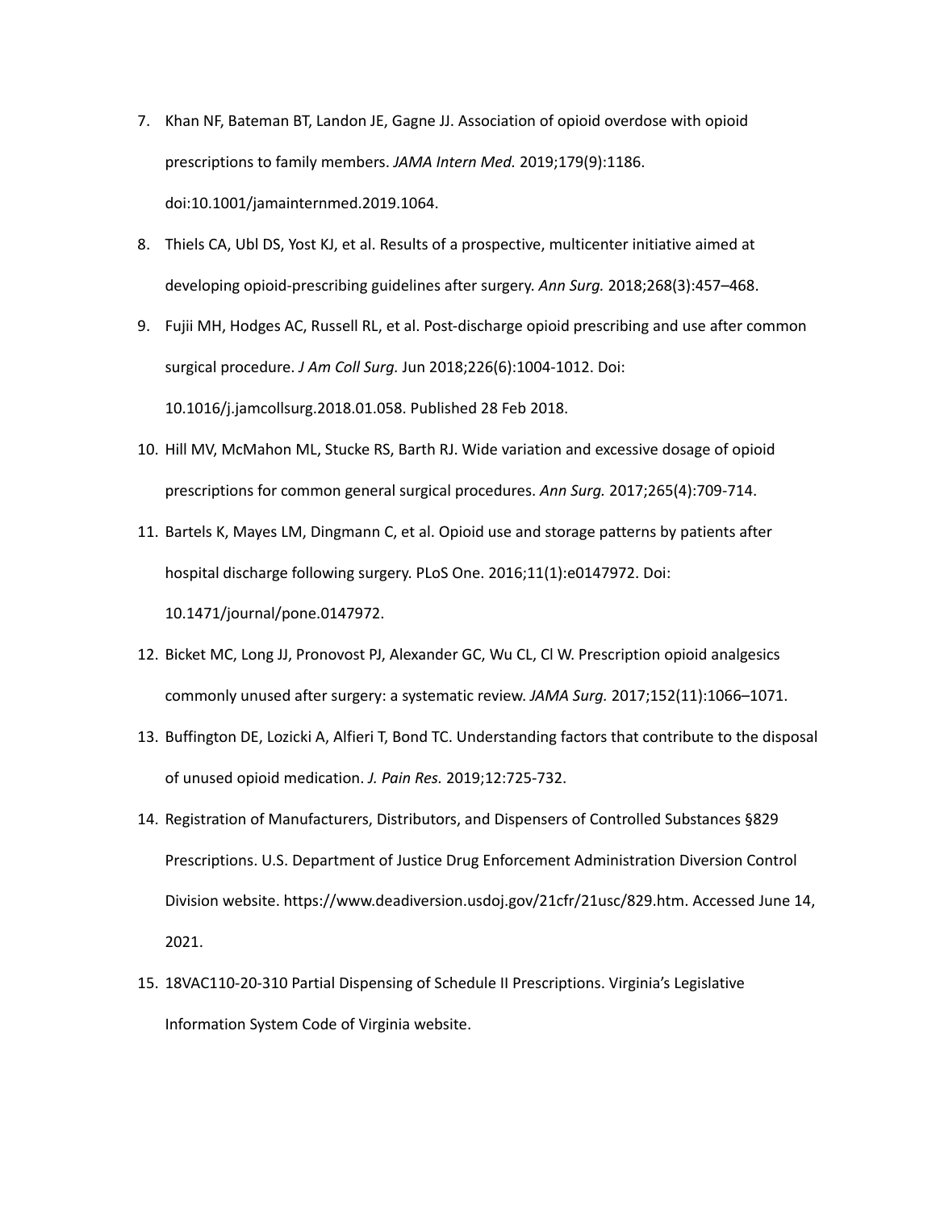7. Khan NF, Bateman BT, Landon JE, Gagne JJ. Association of opioid overdose with opioid prescriptions to family members. *JAMA Intern Med.* 2019;179(9):1186. doi:10.1001/jamainternmed.2019.1064.
8. Thiels CA, Ubl DS, Yost KJ, et al. Results of a prospective, multicenter initiative aimed at developing opioid-prescribing guidelines after surgery. *Ann Surg.* 2018;268(3):457–468.
9. Fujii MH, Hodges AC, Russell RL, et al. Post-discharge opioid prescribing and use after common surgical procedure. *J Am Coll Surg.* Jun 2018;226(6):1004-1012. Doi: 10.1016/j.jamcollsurg.2018.01.058. Published 28 Feb 2018.
10. Hill MV, McMahon ML, Stucke RS, Barth RJ. Wide variation and excessive dosage of opioid prescriptions for common general surgical procedures. *Ann Surg.* 2017;265(4):709-714.
11. Bartels K, Mayes LM, Dingmann C, et al. Opioid use and storage patterns by patients after hospital discharge following surgery. PLoS One. 2016;11(1):e0147972. Doi: 10.1471/journal/pone.0147972.
12. Bicket MC, Long JJ, Pronovost PJ, Alexander GC, Wu CL, Cl W. Prescription opioid analgesics commonly unused after surgery: a systematic review. *JAMA Surg.* 2017;152(11):1066–1071.
13. Buffington DE, Lozicki A, Alfieri T, Bond TC. Understanding factors that contribute to the disposal of unused opioid medication. *J. Pain Res.* 2019;12:725-732.
14. Registration of Manufacturers, Distributors, and Dispensers of Controlled Substances §829 Prescriptions. U.S. Department of Justice Drug Enforcement Administration Diversion Control Division website. https://www.deadiversion.usdoj.gov/21cfr/21usc/829.htm. Accessed June 14, 2021.
15. 18VAC110-20-310 Partial Dispensing of Schedule II Prescriptions. Virginia's Legislative Information System Code of Virginia website.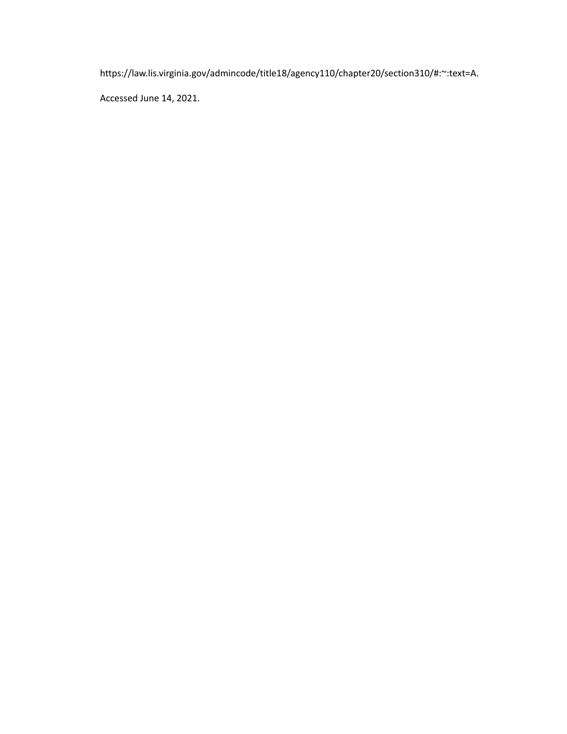https://law.lis.virginia.gov/admincode/title18/agency110/chapter20/section310/#:~:text=A.

Accessed June 14, 2021.